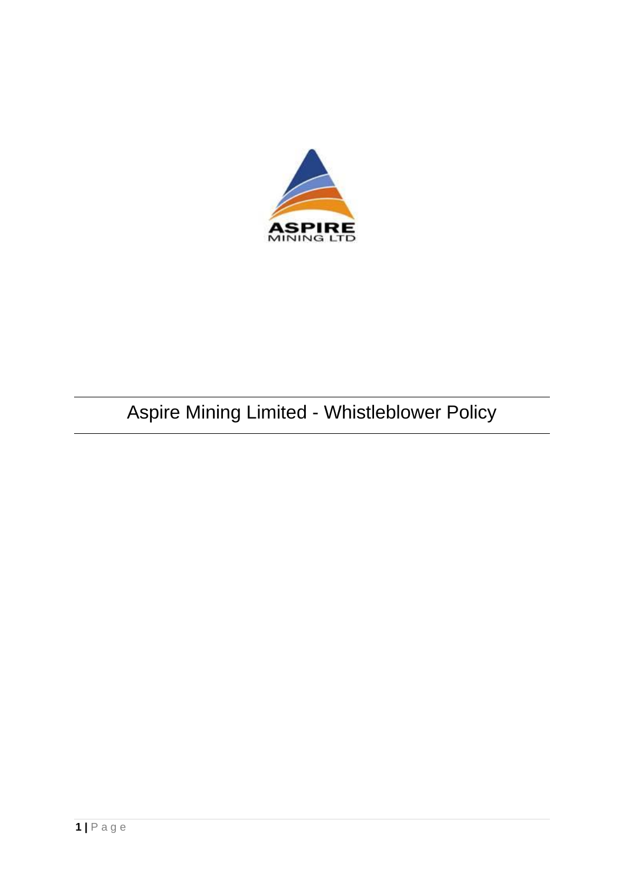# Aspire Mining Limited - Whistleblower Policy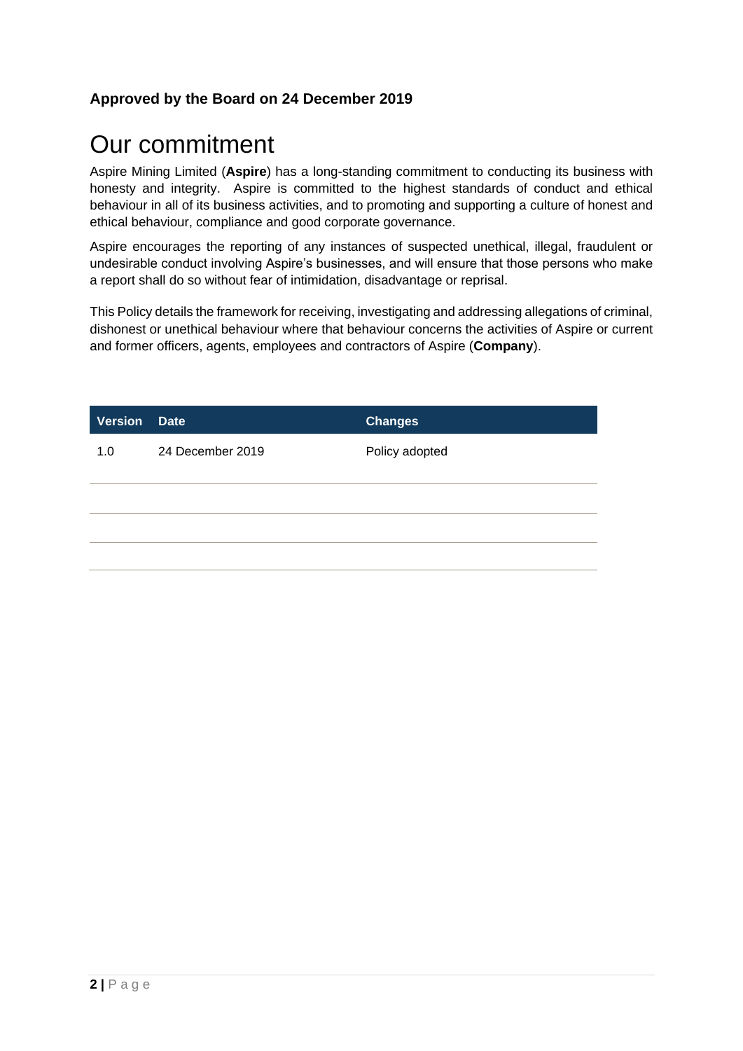**Approved by the Board on 24 December 2019**

# Our commitment

Aspire Mining Limited (**Aspire**) has a long-standing commitment to conducting its business with honesty and integrity. Aspire is committed to the highest standards of conduct and ethical behaviour in all of its business activities, and to promoting and supporting a culture of honest and ethical behaviour, compliance and good corporate governance.

Aspire encourages the reporting of any instances of suspected unethical, illegal, fraudulent or undesirable conduct involving Aspire's businesses, and will ensure that those persons who make a report shall do so without fear of intimidation, disadvantage or reprisal.

This Policy details the framework for receiving, investigating and addressing allegations of criminal, dishonest or unethical behaviour where that behaviour concerns the activities of Aspire or current and former officers, agents, employees and contractors of Aspire (**Company**).

| Version | Date | Changes |
|---|---|---|
| 1.0 | 24 December 2019 | Policy adopted |
| | | |
| | | |
| | | |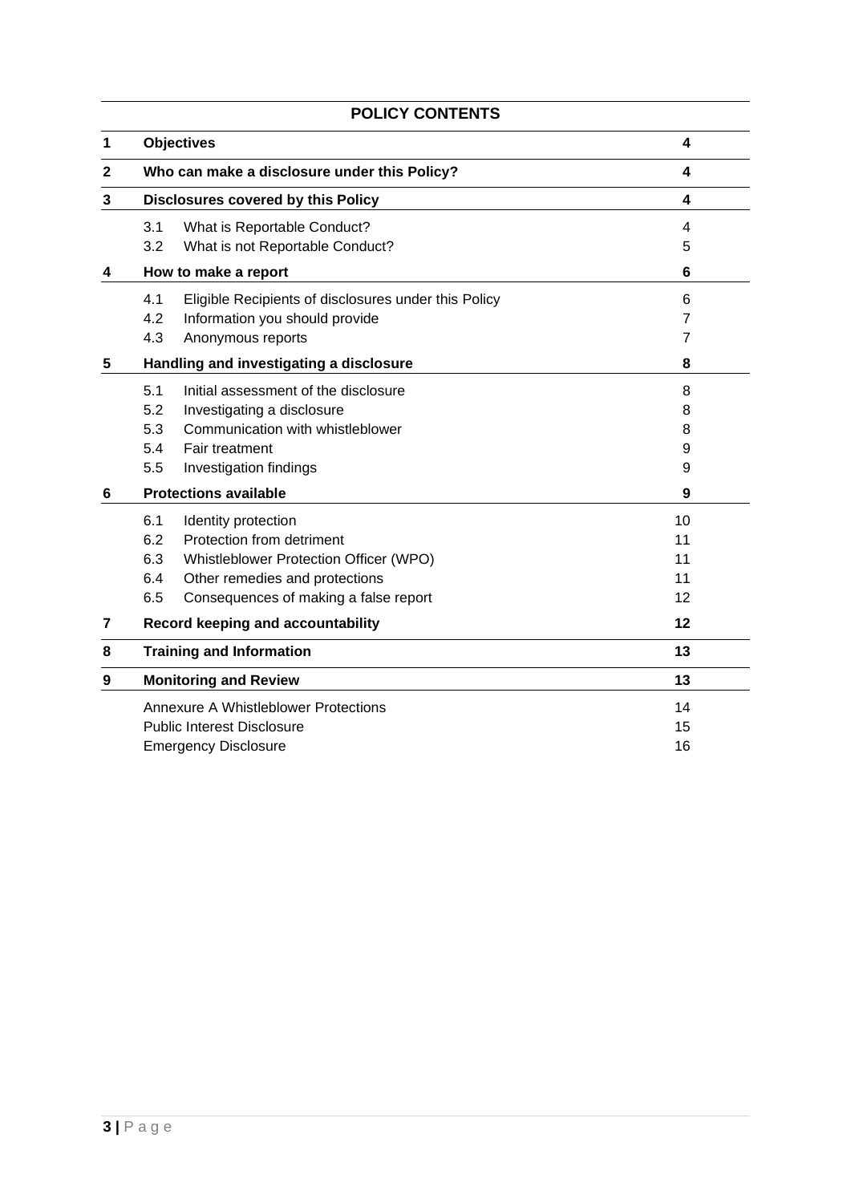## POLICY CONTENTS

| | | | |
|---|---|---|---|
| **1** | **Objectives** | | **4** |
| **2** | **Who can make a disclosure under this Policy?** | | **4** |
| **3** | **Disclosures covered by this Policy** | | **4** |
| | 3.1 | What is Reportable Conduct? | 4 |
| | 3.2 | What is not Reportable Conduct? | 5 |
| **4** | **How to make a report** | | **6** |
| | 4.1 | Eligible Recipients of disclosures under this Policy | 6 |
| | 4.2 | Information you should provide | 7 |
| | 4.3 | Anonymous reports | 7 |
| **5** | **Handling and investigating a disclosure** | | **8** |
| | 5.1 | Initial assessment of the disclosure | 8 |
| | 5.2 | Investigating a disclosure | 8 |
| | 5.3 | Communication with whistleblower | 8 |
| | 5.4 | Fair treatment | 9 |
| | 5.5 | Investigation findings | 9 |
| **6** | **Protections available** | | **9** |
| | 6.1 | Identity protection | 10 |
| | 6.2 | Protection from detriment | 11 |
| | 6.3 | Whistleblower Protection Officer (WPO) | 11 |
| | 6.4 | Other remedies and protections | 11 |
| | 6.5 | Consequences of making a false report | 12 |
| **7** | **Record keeping and accountability** | | **12** |
| **8** | **Training and Information** | | **13** |
| **9** | **Monitoring and Review** | | **13** |
| | Annexure A Whistleblower Protections | | 14 |
| | Public Interest Disclosure | | 15 |
| | Emergency Disclosure | | 16 |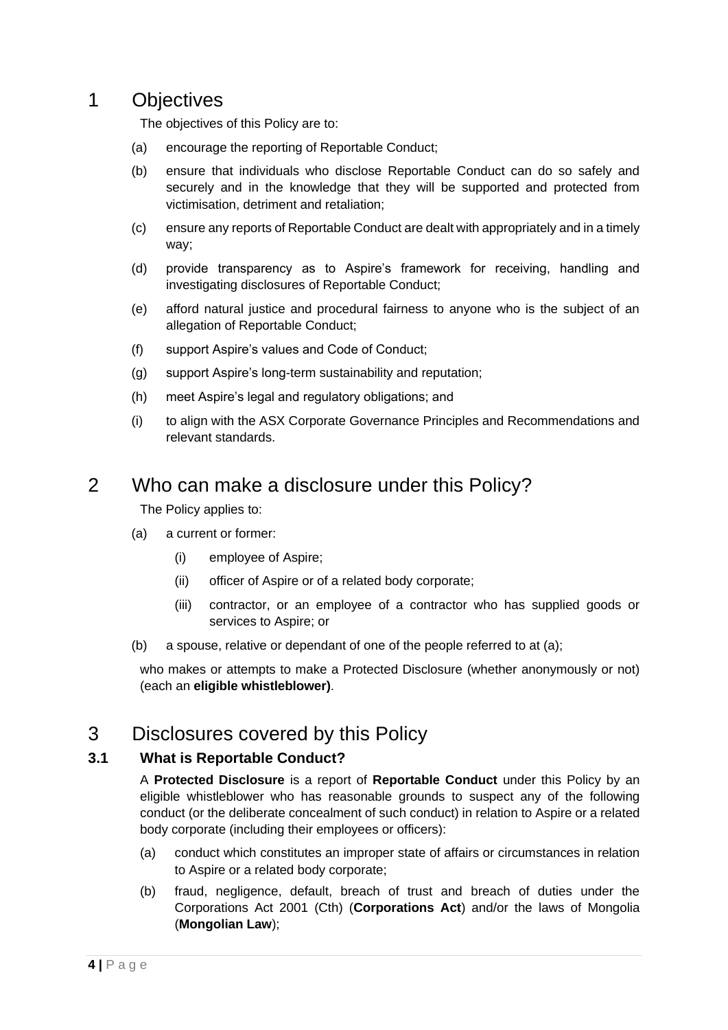# 1 Objectives

The objectives of this Policy are to:

(a) encourage the reporting of Reportable Conduct;

(b) ensure that individuals who disclose Reportable Conduct can do so safely and securely and in the knowledge that they will be supported and protected from victimisation, detriment and retaliation;

(c) ensure any reports of Reportable Conduct are dealt with appropriately and in a timely way;

(d) provide transparency as to Aspire's framework for receiving, handling and investigating disclosures of Reportable Conduct;

(e) afford natural justice and procedural fairness to anyone who is the subject of an allegation of Reportable Conduct;

(f) support Aspire's values and Code of Conduct;

(g) support Aspire's long-term sustainability and reputation;

(h) meet Aspire's legal and regulatory obligations; and

(i) to align with the ASX Corporate Governance Principles and Recommendations and relevant standards.

# 2 Who can make a disclosure under this Policy?

The Policy applies to:

(a) a current or former:

   (i) employee of Aspire;

   (ii) officer of Aspire or of a related body corporate;

   (iii) contractor, or an employee of a contractor who has supplied goods or services to Aspire; or

(b) a spouse, relative or dependant of one of the people referred to at (a);

who makes or attempts to make a Protected Disclosure (whether anonymously or not) (each an **eligible whistleblower)**.

# 3 Disclosures covered by this Policy

## 3.1 What is Reportable Conduct?

A **Protected Disclosure** is a report of **Reportable Conduct** under this Policy by an eligible whistleblower who has reasonable grounds to suspect any of the following conduct (or the deliberate concealment of such conduct) in relation to Aspire or a related body corporate (including their employees or officers):

(a) conduct which constitutes an improper state of affairs or circumstances in relation to Aspire or a related body corporate;

(b) fraud, negligence, default, breach of trust and breach of duties under the Corporations Act 2001 (Cth) (**Corporations Act**) and/or the laws of Mongolia (**Mongolian Law**);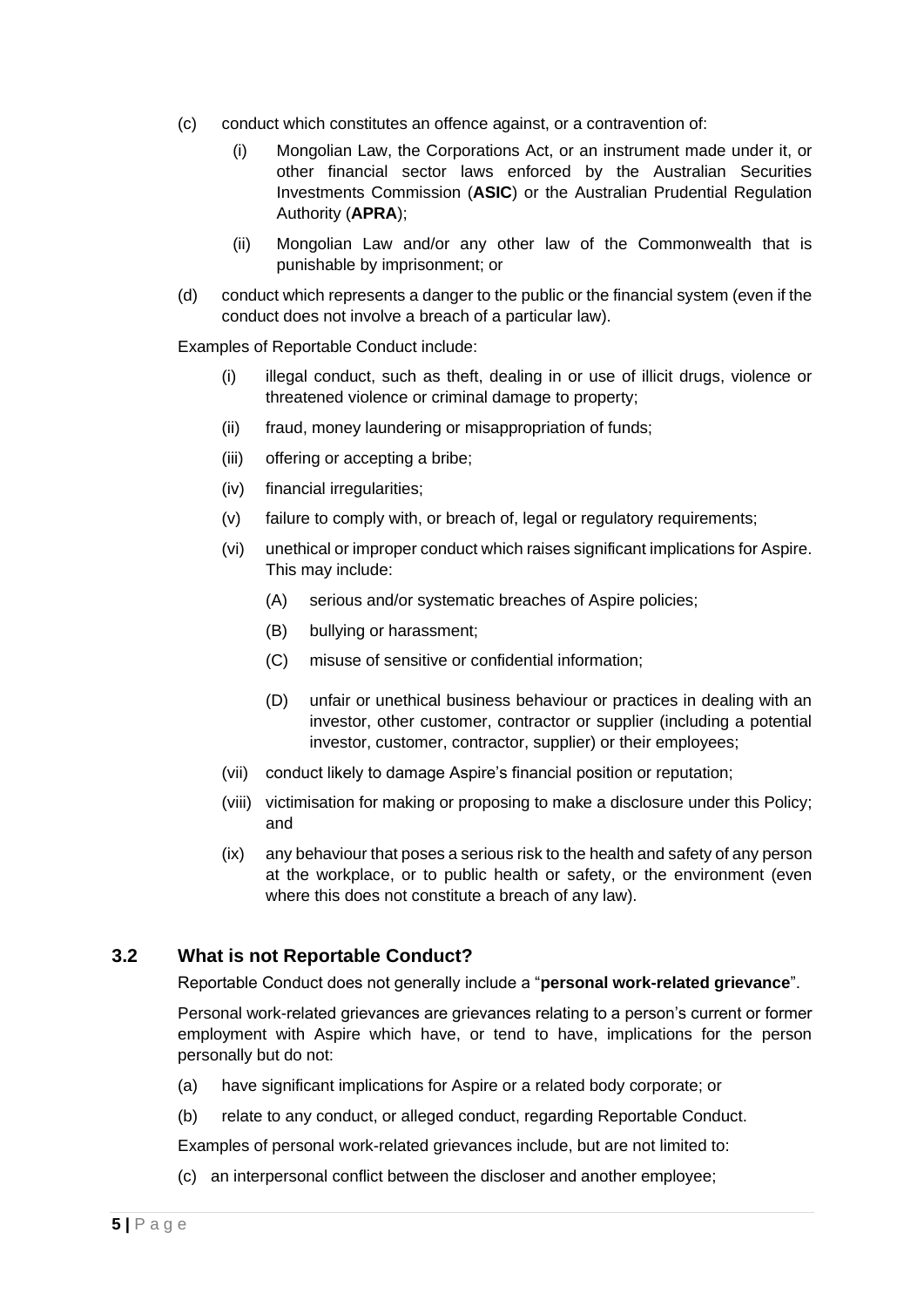(c) conduct which constitutes an offence against, or a contravention of:

   (i) Mongolian Law, the Corporations Act, or an instrument made under it, or other financial sector laws enforced by the Australian Securities Investments Commission (**ASIC**) or the Australian Prudential Regulation Authority (**APRA**);

   (ii) Mongolian Law and/or any other law of the Commonwealth that is punishable by imprisonment; or

(d) conduct which represents a danger to the public or the financial system (even if the conduct does not involve a breach of a particular law).

Examples of Reportable Conduct include:

(i) illegal conduct, such as theft, dealing in or use of illicit drugs, violence or threatened violence or criminal damage to property;

(ii) fraud, money laundering or misappropriation of funds;

(iii) offering or accepting a bribe;

(iv) financial irregularities;

(v) failure to comply with, or breach of, legal or regulatory requirements;

(vi) unethical or improper conduct which raises significant implications for Aspire. This may include:

   (A) serious and/or systematic breaches of Aspire policies;

   (B) bullying or harassment;

   (C) misuse of sensitive or confidential information;

   (D) unfair or unethical business behaviour or practices in dealing with an investor, other customer, contractor or supplier (including a potential investor, customer, contractor, supplier) or their employees;

(vii) conduct likely to damage Aspire's financial position or reputation;

(viii) victimisation for making or proposing to make a disclosure under this Policy; and

(ix) any behaviour that poses a serious risk to the health and safety of any person at the workplace, or to public health or safety, or the environment (even where this does not constitute a breach of any law).

### 3.2 What is not Reportable Conduct?

Reportable Conduct does not generally include a "**personal work-related grievance**".

Personal work-related grievances are grievances relating to a person's current or former employment with Aspire which have, or tend to have, implications for the person personally but do not:

(a) have significant implications for Aspire or a related body corporate; or

(b) relate to any conduct, or alleged conduct, regarding Reportable Conduct.

Examples of personal work-related grievances include, but are not limited to:

(c) an interpersonal conflict between the discloser and another employee;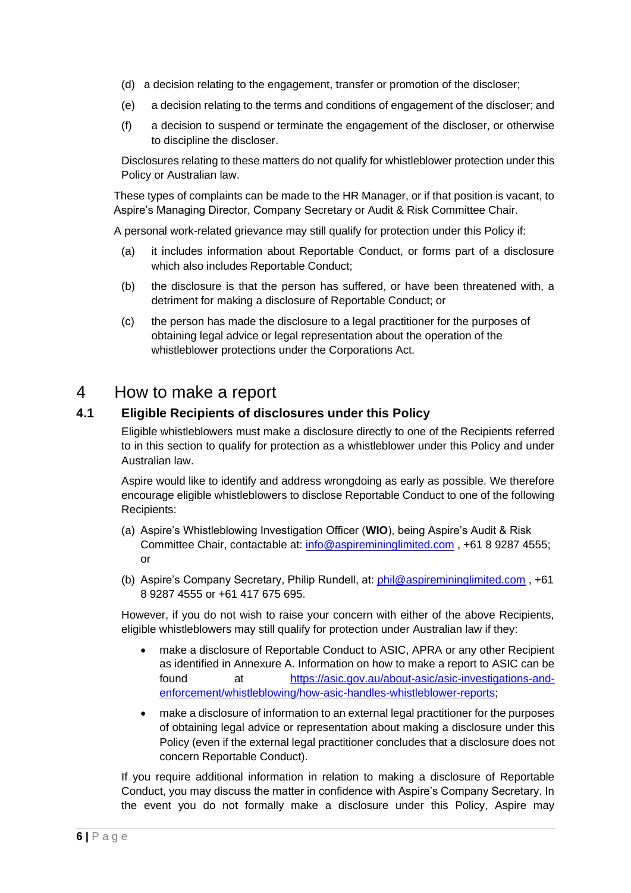(d) a decision relating to the engagement, transfer or promotion of the discloser;

(e) a decision relating to the terms and conditions of engagement of the discloser; and

(f) a decision to suspend or terminate the engagement of the discloser, or otherwise to discipline the discloser.

Disclosures relating to these matters do not qualify for whistleblower protection under this Policy or Australian law.

These types of complaints can be made to the HR Manager, or if that position is vacant, to Aspire's Managing Director, Company Secretary or Audit & Risk Committee Chair.

A personal work-related grievance may still qualify for protection under this Policy if:

(a) it includes information about Reportable Conduct, or forms part of a disclosure which also includes Reportable Conduct;

(b) the disclosure is that the person has suffered, or have been threatened with, a detriment for making a disclosure of Reportable Conduct; or

(c) the person has made the disclosure to a legal practitioner for the purposes of obtaining legal advice or legal representation about the operation of the whistleblower protections under the Corporations Act.

# 4 How to make a report

## 4.1 Eligible Recipients of disclosures under this Policy

Eligible whistleblowers must make a disclosure directly to one of the Recipients referred to in this section to qualify for protection as a whistleblower under this Policy and under Australian law.

Aspire would like to identify and address wrongdoing as early as possible. We therefore encourage eligible whistleblowers to disclose Reportable Conduct to one of the following Recipients:

(a) Aspire's Whistleblowing Investigation Officer (**WIO**), being Aspire's Audit & Risk Committee Chair, contactable at: info@aspiremininglimited.com , +61 8 9287 4555; or

(b) Aspire's Company Secretary, Philip Rundell, at: phil@aspiremininglimited.com , +61 8 9287 4555 or +61 417 675 695.

However, if you do not wish to raise your concern with either of the above Recipients, eligible whistleblowers may still qualify for protection under Australian law if they:

- make a disclosure of Reportable Conduct to ASIC, APRA or any other Recipient as identified in Annexure A. Information on how to make a report to ASIC can be found at https://asic.gov.au/about-asic/asic-investigations-and-enforcement/whistleblowing/how-asic-handles-whistleblower-reports;
- make a disclosure of information to an external legal practitioner for the purposes of obtaining legal advice or representation about making a disclosure under this Policy (even if the external legal practitioner concludes that a disclosure does not concern Reportable Conduct).

If you require additional information in relation to making a disclosure of Reportable Conduct, you may discuss the matter in confidence with Aspire's Company Secretary. In the event you do not formally make a disclosure under this Policy, Aspire may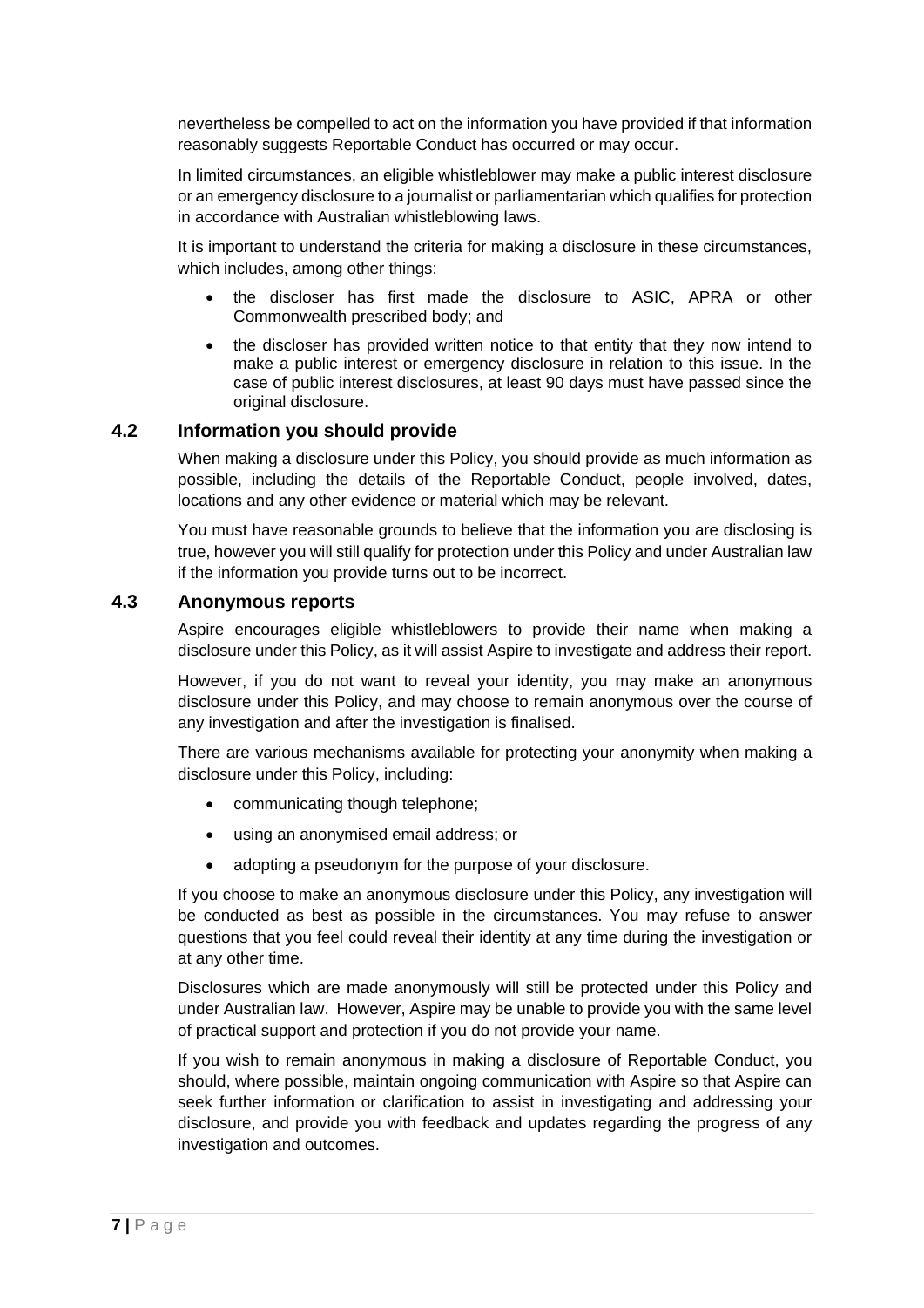nevertheless be compelled to act on the information you have provided if that information reasonably suggests Reportable Conduct has occurred or may occur.

In limited circumstances, an eligible whistleblower may make a public interest disclosure or an emergency disclosure to a journalist or parliamentarian which qualifies for protection in accordance with Australian whistleblowing laws.

It is important to understand the criteria for making a disclosure in these circumstances, which includes, among other things:

- the discloser has first made the disclosure to ASIC, APRA or other Commonwealth prescribed body; and
- the discloser has provided written notice to that entity that they now intend to make a public interest or emergency disclosure in relation to this issue. In the case of public interest disclosures, at least 90 days must have passed since the original disclosure.

### 4.2 Information you should provide

When making a disclosure under this Policy, you should provide as much information as possible, including the details of the Reportable Conduct, people involved, dates, locations and any other evidence or material which may be relevant.

You must have reasonable grounds to believe that the information you are disclosing is true, however you will still qualify for protection under this Policy and under Australian law if the information you provide turns out to be incorrect.

### 4.3 Anonymous reports

Aspire encourages eligible whistleblowers to provide their name when making a disclosure under this Policy, as it will assist Aspire to investigate and address their report.

However, if you do not want to reveal your identity, you may make an anonymous disclosure under this Policy, and may choose to remain anonymous over the course of any investigation and after the investigation is finalised.

There are various mechanisms available for protecting your anonymity when making a disclosure under this Policy, including:

- communicating though telephone;
- using an anonymised email address; or
- adopting a pseudonym for the purpose of your disclosure.

If you choose to make an anonymous disclosure under this Policy, any investigation will be conducted as best as possible in the circumstances. You may refuse to answer questions that you feel could reveal their identity at any time during the investigation or at any other time.

Disclosures which are made anonymously will still be protected under this Policy and under Australian law. However, Aspire may be unable to provide you with the same level of practical support and protection if you do not provide your name.

If you wish to remain anonymous in making a disclosure of Reportable Conduct, you should, where possible, maintain ongoing communication with Aspire so that Aspire can seek further information or clarification to assist in investigating and addressing your disclosure, and provide you with feedback and updates regarding the progress of any investigation and outcomes.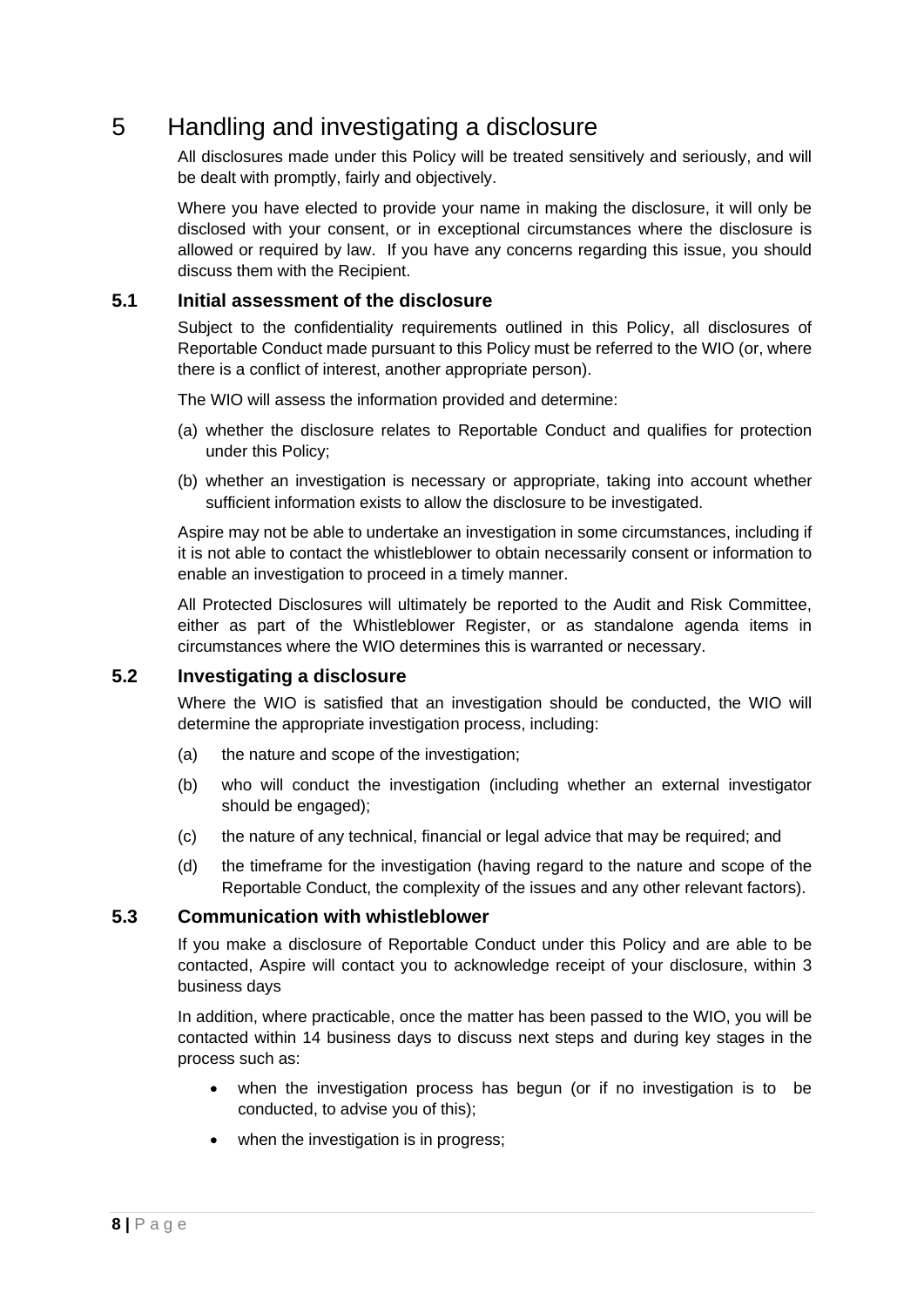# 5 Handling and investigating a disclosure

All disclosures made under this Policy will be treated sensitively and seriously, and will be dealt with promptly, fairly and objectively.

Where you have elected to provide your name in making the disclosure, it will only be disclosed with your consent, or in exceptional circumstances where the disclosure is allowed or required by law. If you have any concerns regarding this issue, you should discuss them with the Recipient.

## 5.1 Initial assessment of the disclosure

Subject to the confidentiality requirements outlined in this Policy, all disclosures of Reportable Conduct made pursuant to this Policy must be referred to the WIO (or, where there is a conflict of interest, another appropriate person).

The WIO will assess the information provided and determine:

(a) whether the disclosure relates to Reportable Conduct and qualifies for protection under this Policy;

(b) whether an investigation is necessary or appropriate, taking into account whether sufficient information exists to allow the disclosure to be investigated.

Aspire may not be able to undertake an investigation in some circumstances, including if it is not able to contact the whistleblower to obtain necessarily consent or information to enable an investigation to proceed in a timely manner.

All Protected Disclosures will ultimately be reported to the Audit and Risk Committee, either as part of the Whistleblower Register, or as standalone agenda items in circumstances where the WIO determines this is warranted or necessary.

## 5.2 Investigating a disclosure

Where the WIO is satisfied that an investigation should be conducted, the WIO will determine the appropriate investigation process, including:

(a) the nature and scope of the investigation;

(b) who will conduct the investigation (including whether an external investigator should be engaged);

(c) the nature of any technical, financial or legal advice that may be required; and

(d) the timeframe for the investigation (having regard to the nature and scope of the Reportable Conduct, the complexity of the issues and any other relevant factors).

## 5.3 Communication with whistleblower

If you make a disclosure of Reportable Conduct under this Policy and are able to be contacted, Aspire will contact you to acknowledge receipt of your disclosure, within 3 business days

In addition, where practicable, once the matter has been passed to the WIO, you will be contacted within 14 business days to discuss next steps and during key stages in the process such as:

- when the investigation process has begun (or if no investigation is to be conducted, to advise you of this);
- when the investigation is in progress;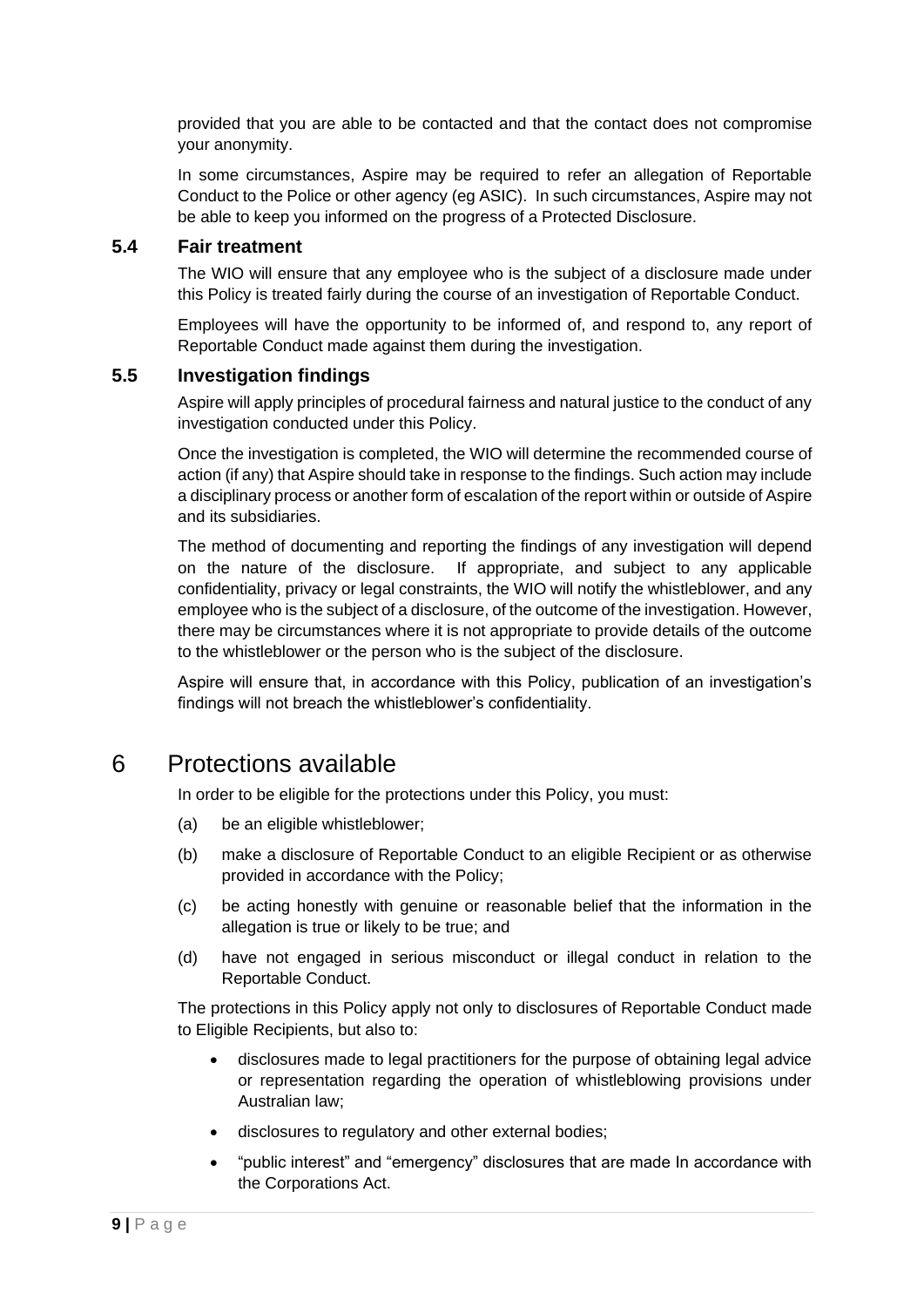provided that you are able to be contacted and that the contact does not compromise your anonymity.

In some circumstances, Aspire may be required to refer an allegation of Reportable Conduct to the Police or other agency (eg ASIC). In such circumstances, Aspire may not be able to keep you informed on the progress of a Protected Disclosure.

### 5.4 Fair treatment

The WIO will ensure that any employee who is the subject of a disclosure made under this Policy is treated fairly during the course of an investigation of Reportable Conduct.

Employees will have the opportunity to be informed of, and respond to, any report of Reportable Conduct made against them during the investigation.

### 5.5 Investigation findings

Aspire will apply principles of procedural fairness and natural justice to the conduct of any investigation conducted under this Policy.

Once the investigation is completed, the WIO will determine the recommended course of action (if any) that Aspire should take in response to the findings. Such action may include a disciplinary process or another form of escalation of the report within or outside of Aspire and its subsidiaries.

The method of documenting and reporting the findings of any investigation will depend on the nature of the disclosure. If appropriate, and subject to any applicable confidentiality, privacy or legal constraints, the WIO will notify the whistleblower, and any employee who is the subject of a disclosure, of the outcome of the investigation. However, there may be circumstances where it is not appropriate to provide details of the outcome to the whistleblower or the person who is the subject of the disclosure.

Aspire will ensure that, in accordance with this Policy, publication of an investigation's findings will not breach the whistleblower's confidentiality.

## 6 Protections available

In order to be eligible for the protections under this Policy, you must:

(a) be an eligible whistleblower;

(b) make a disclosure of Reportable Conduct to an eligible Recipient or as otherwise provided in accordance with the Policy;

(c) be acting honestly with genuine or reasonable belief that the information in the allegation is true or likely to be true; and

(d) have not engaged in serious misconduct or illegal conduct in relation to the Reportable Conduct.

The protections in this Policy apply not only to disclosures of Reportable Conduct made to Eligible Recipients, but also to:

- disclosures made to legal practitioners for the purpose of obtaining legal advice or representation regarding the operation of whistleblowing provisions under Australian law;
- disclosures to regulatory and other external bodies;
- "public interest" and "emergency" disclosures that are made In accordance with the Corporations Act.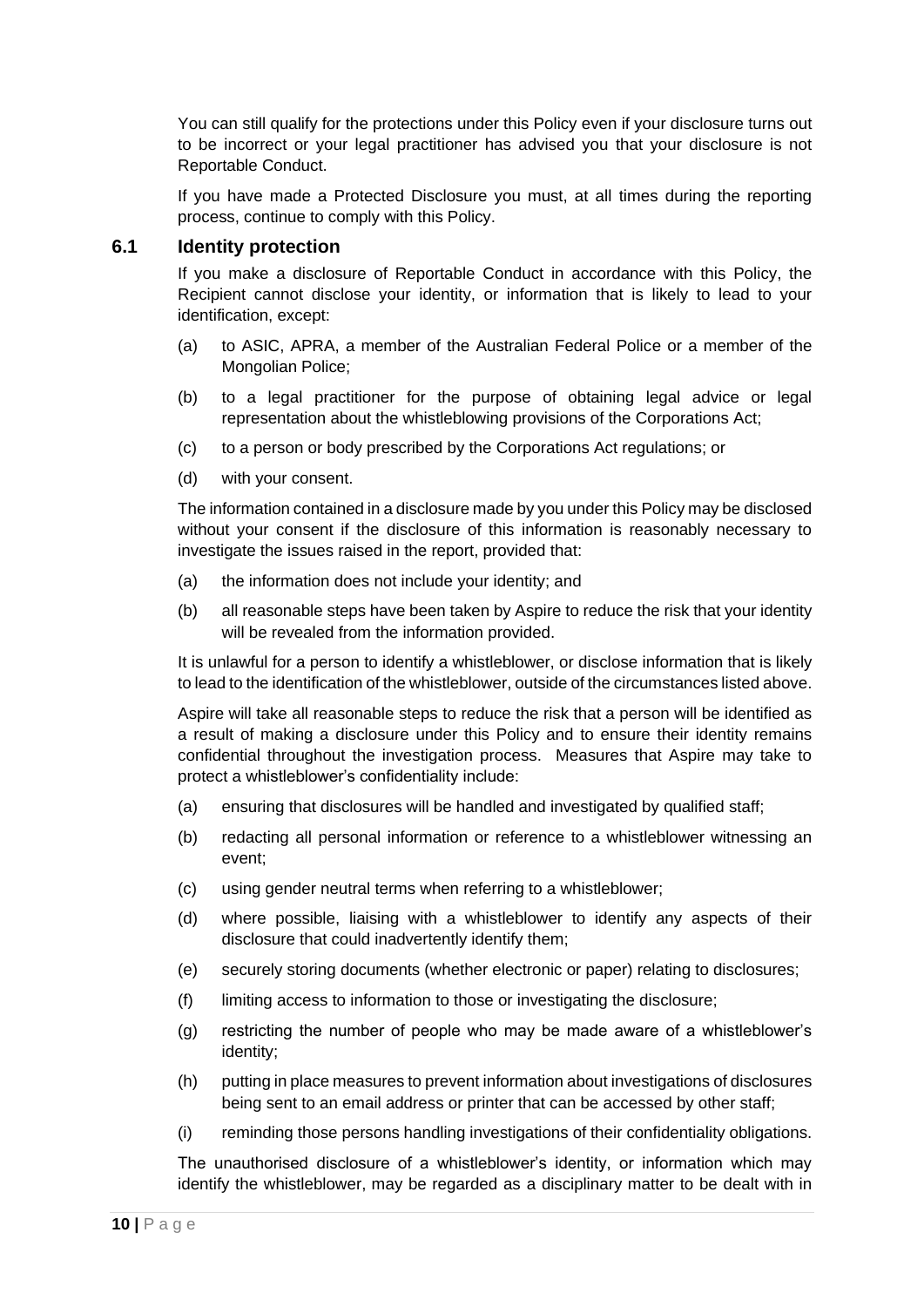You can still qualify for the protections under this Policy even if your disclosure turns out to be incorrect or your legal practitioner has advised you that your disclosure is not Reportable Conduct.

If you have made a Protected Disclosure you must, at all times during the reporting process, continue to comply with this Policy.

### 6.1 Identity protection

If you make a disclosure of Reportable Conduct in accordance with this Policy, the Recipient cannot disclose your identity, or information that is likely to lead to your identification, except:

(a) to ASIC, APRA, a member of the Australian Federal Police or a member of the Mongolian Police;

(b) to a legal practitioner for the purpose of obtaining legal advice or legal representation about the whistleblowing provisions of the Corporations Act;

(c) to a person or body prescribed by the Corporations Act regulations; or

(d) with your consent.

The information contained in a disclosure made by you under this Policy may be disclosed without your consent if the disclosure of this information is reasonably necessary to investigate the issues raised in the report, provided that:

(a) the information does not include your identity; and

(b) all reasonable steps have been taken by Aspire to reduce the risk that your identity will be revealed from the information provided.

It is unlawful for a person to identify a whistleblower, or disclose information that is likely to lead to the identification of the whistleblower, outside of the circumstances listed above.

Aspire will take all reasonable steps to reduce the risk that a person will be identified as a result of making a disclosure under this Policy and to ensure their identity remains confidential throughout the investigation process. Measures that Aspire may take to protect a whistleblower's confidentiality include:

(a) ensuring that disclosures will be handled and investigated by qualified staff;

(b) redacting all personal information or reference to a whistleblower witnessing an event;

(c) using gender neutral terms when referring to a whistleblower;

(d) where possible, liaising with a whistleblower to identify any aspects of their disclosure that could inadvertently identify them;

(e) securely storing documents (whether electronic or paper) relating to disclosures;

(f) limiting access to information to those or investigating the disclosure;

(g) restricting the number of people who may be made aware of a whistleblower's identity;

(h) putting in place measures to prevent information about investigations of disclosures being sent to an email address or printer that can be accessed by other staff;

(i) reminding those persons handling investigations of their confidentiality obligations.

The unauthorised disclosure of a whistleblower's identity, or information which may identify the whistleblower, may be regarded as a disciplinary matter to be dealt with in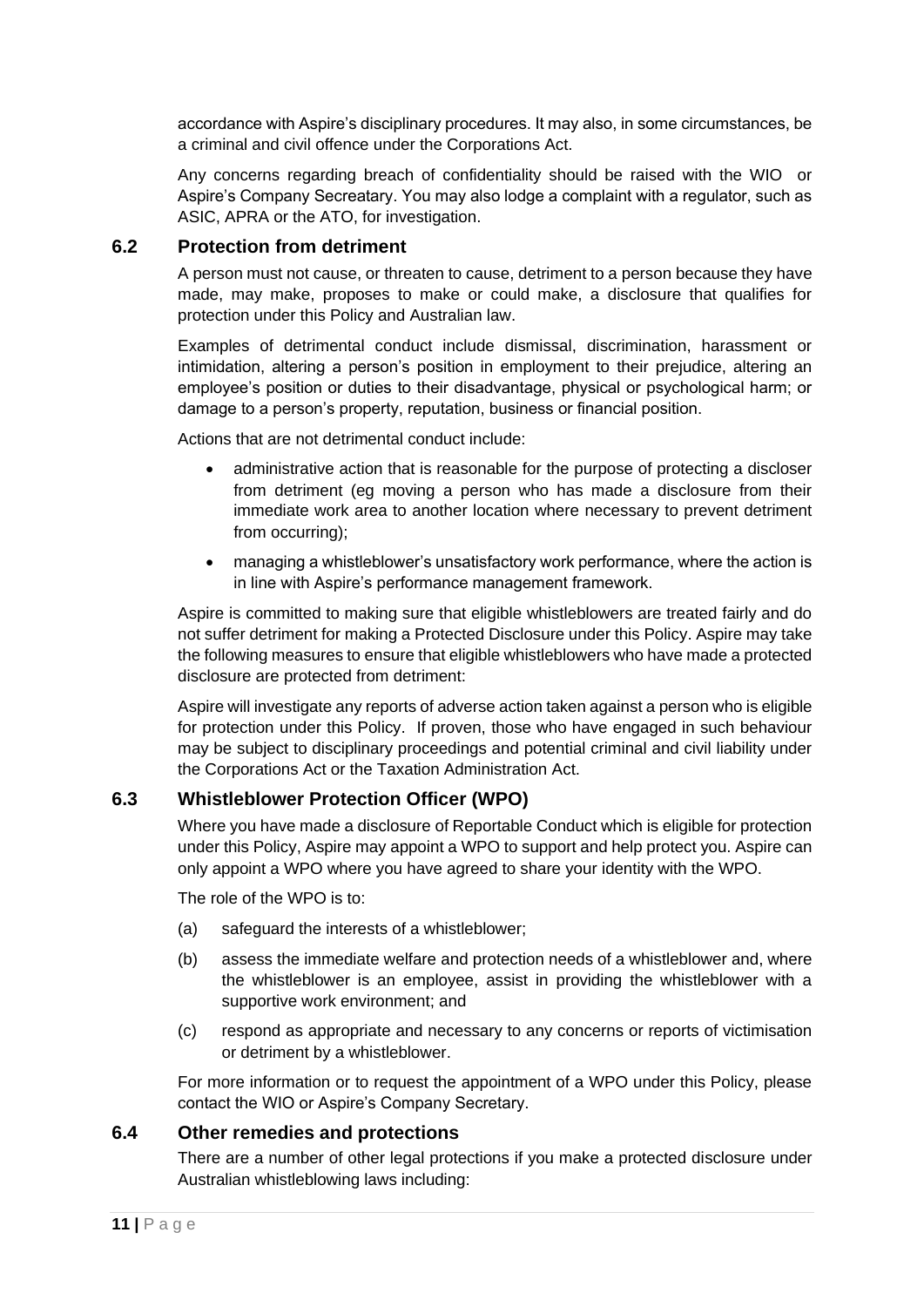accordance with Aspire's disciplinary procedures. It may also, in some circumstances, be a criminal and civil offence under the Corporations Act.

Any concerns regarding breach of confidentiality should be raised with the WIO or Aspire's Company Secreatary. You may also lodge a complaint with a regulator, such as ASIC, APRA or the ATO, for investigation.

### 6.2 Protection from detriment

A person must not cause, or threaten to cause, detriment to a person because they have made, may make, proposes to make or could make, a disclosure that qualifies for protection under this Policy and Australian law.

Examples of detrimental conduct include dismissal, discrimination, harassment or intimidation, altering a person's position in employment to their prejudice, altering an employee's position or duties to their disadvantage, physical or psychological harm; or damage to a person's property, reputation, business or financial position.

Actions that are not detrimental conduct include:

- administrative action that is reasonable for the purpose of protecting a discloser from detriment (eg moving a person who has made a disclosure from their immediate work area to another location where necessary to prevent detriment from occurring);
- managing a whistleblower's unsatisfactory work performance, where the action is in line with Aspire's performance management framework.

Aspire is committed to making sure that eligible whistleblowers are treated fairly and do not suffer detriment for making a Protected Disclosure under this Policy. Aspire may take the following measures to ensure that eligible whistleblowers who have made a protected disclosure are protected from detriment:

Aspire will investigate any reports of adverse action taken against a person who is eligible for protection under this Policy. If proven, those who have engaged in such behaviour may be subject to disciplinary proceedings and potential criminal and civil liability under the Corporations Act or the Taxation Administration Act.

### 6.3 Whistleblower Protection Officer (WPO)

Where you have made a disclosure of Reportable Conduct which is eligible for protection under this Policy, Aspire may appoint a WPO to support and help protect you. Aspire can only appoint a WPO where you have agreed to share your identity with the WPO.

The role of the WPO is to:

(a) safeguard the interests of a whistleblower;

(b) assess the immediate welfare and protection needs of a whistleblower and, where the whistleblower is an employee, assist in providing the whistleblower with a supportive work environment; and

(c) respond as appropriate and necessary to any concerns or reports of victimisation or detriment by a whistleblower.

For more information or to request the appointment of a WPO under this Policy, please contact the WIO or Aspire's Company Secretary.

### 6.4 Other remedies and protections

There are a number of other legal protections if you make a protected disclosure under Australian whistleblowing laws including: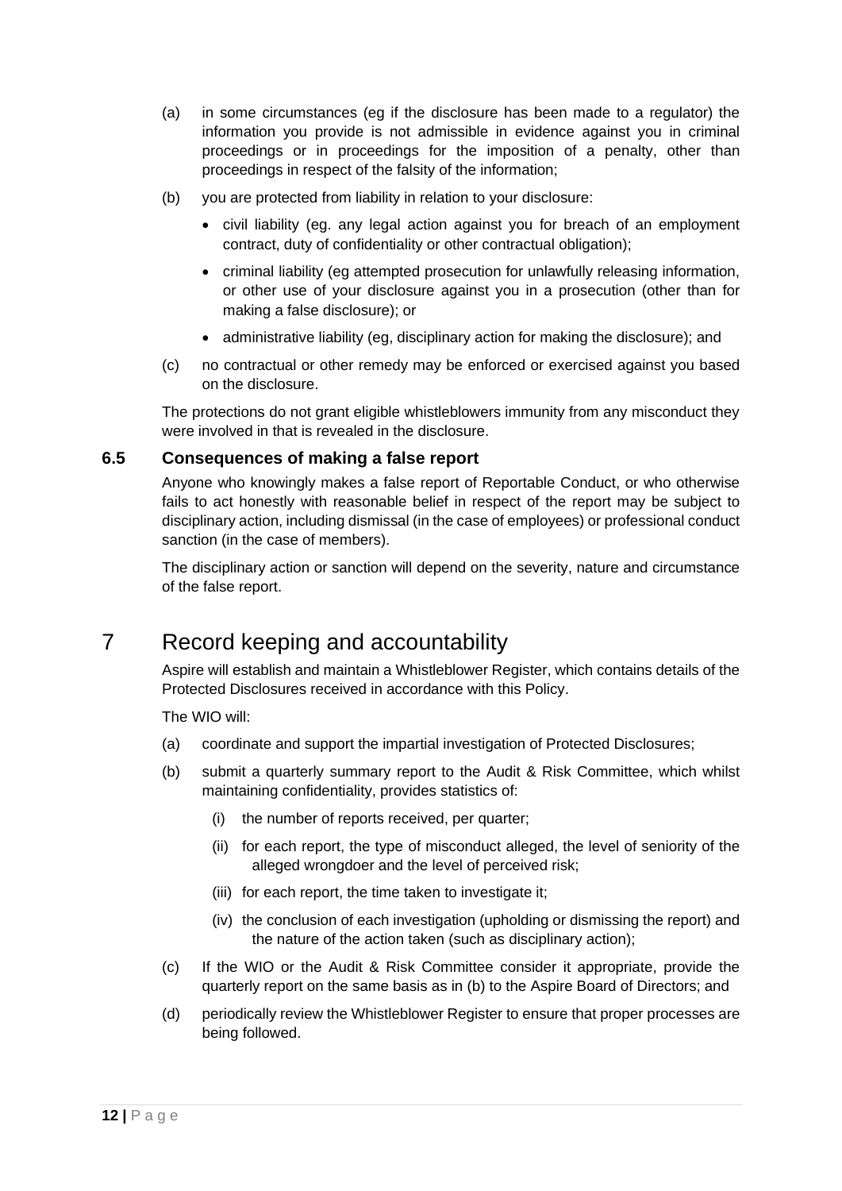(a) in some circumstances (eg if the disclosure has been made to a regulator) the information you provide is not admissible in evidence against you in criminal proceedings or in proceedings for the imposition of a penalty, other than proceedings in respect of the falsity of the information;

(b) you are protected from liability in relation to your disclosure:

- civil liability (eg. any legal action against you for breach of an employment contract, duty of confidentiality or other contractual obligation);
- criminal liability (eg attempted prosecution for unlawfully releasing information, or other use of your disclosure against you in a prosecution (other than for making a false disclosure); or
- administrative liability (eg, disciplinary action for making the disclosure); and

(c) no contractual or other remedy may be enforced or exercised against you based on the disclosure.

The protections do not grant eligible whistleblowers immunity from any misconduct they were involved in that is revealed in the disclosure.

### 6.5 Consequences of making a false report

Anyone who knowingly makes a false report of Reportable Conduct, or who otherwise fails to act honestly with reasonable belief in respect of the report may be subject to disciplinary action, including dismissal (in the case of employees) or professional conduct sanction (in the case of members).

The disciplinary action or sanction will depend on the severity, nature and circumstance of the false report.

## 7 Record keeping and accountability

Aspire will establish and maintain a Whistleblower Register, which contains details of the Protected Disclosures received in accordance with this Policy.

The WIO will:

(a) coordinate and support the impartial investigation of Protected Disclosures;

(b) submit a quarterly summary report to the Audit & Risk Committee, which whilst maintaining confidentiality, provides statistics of:

   (i) the number of reports received, per quarter;

   (ii) for each report, the type of misconduct alleged, the level of seniority of the alleged wrongdoer and the level of perceived risk;

   (iii) for each report, the time taken to investigate it;

   (iv) the conclusion of each investigation (upholding or dismissing the report) and the nature of the action taken (such as disciplinary action);

(c) If the WIO or the Audit & Risk Committee consider it appropriate, provide the quarterly report on the same basis as in (b) to the Aspire Board of Directors; and

(d) periodically review the Whistleblower Register to ensure that proper processes are being followed.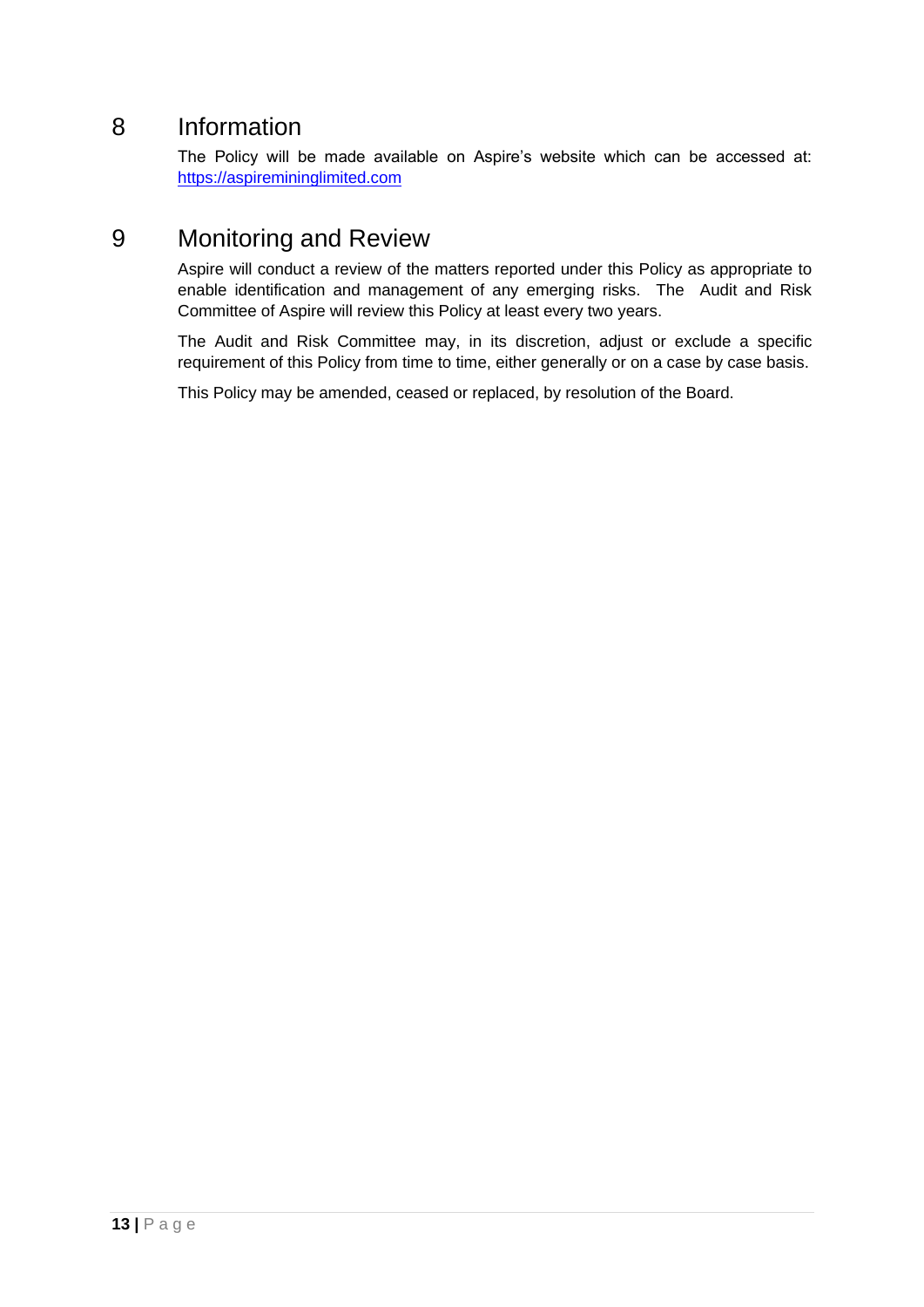# 8 Information

The Policy will be made available on Aspire's website which can be accessed at: [https://aspiremininglimited.com](https://aspiremininglimited.com)

# 9 Monitoring and Review

Aspire will conduct a review of the matters reported under this Policy as appropriate to enable identification and management of any emerging risks. The Audit and Risk Committee of Aspire will review this Policy at least every two years.

The Audit and Risk Committee may, in its discretion, adjust or exclude a specific requirement of this Policy from time to time, either generally or on a case by case basis.

This Policy may be amended, ceased or replaced, by resolution of the Board.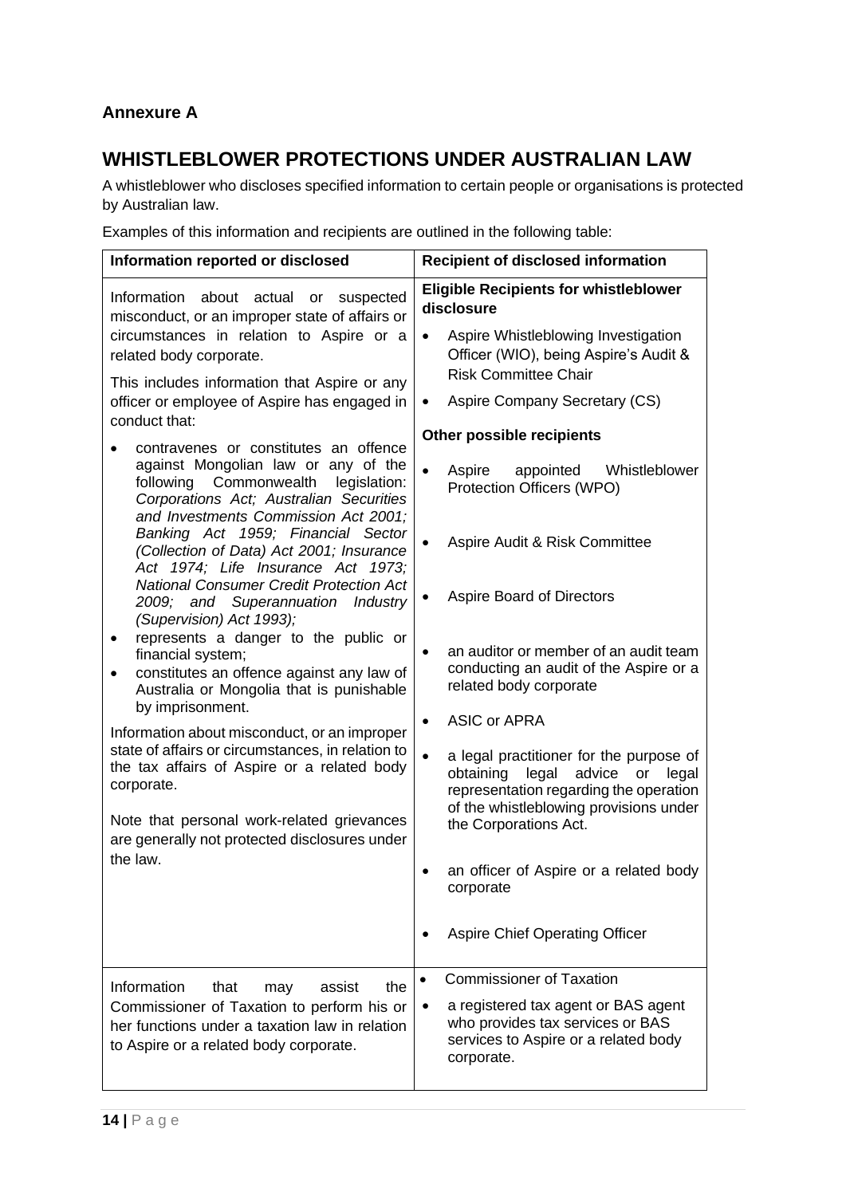**Annexure A**

## WHISTLEBLOWER PROTECTIONS UNDER AUSTRALIAN LAW

A whistleblower who discloses specified information to certain people or organisations is protected by Australian law.

Examples of this information and recipients are outlined in the following table:

| Information reported or disclosed | Recipient of disclosed information |
|---|---|
| Information about actual or suspected misconduct, or an improper state of affairs or circumstances in relation to Aspire or a related body corporate.<br><br>This includes information that Aspire or any officer or employee of Aspire has engaged in conduct that:<br><br>• contravenes or constitutes an offence against Mongolian law or any of the following Commonwealth legislation: *Corporations Act; Australian Securities and Investments Commission Act 2001; Banking Act 1959; Financial Sector (Collection of Data) Act 2001; Insurance Act 1974; Life Insurance Act 1973; National Consumer Credit Protection Act 2009; and Superannuation Industry (Supervision) Act 1993);*<br>• represents a danger to the public or financial system;<br>• constitutes an offence against any law of Australia or Mongolia that is punishable by imprisonment.<br><br>Information about misconduct, or an improper state of affairs or circumstances, in relation to the tax affairs of Aspire or a related body corporate.<br><br>Note that personal work-related grievances are generally not protected disclosures under the law. | **Eligible Recipients for whistleblower disclosure**<br><br>• Aspire Whistleblowing Investigation Officer (WIO), being Aspire's Audit & Risk Committee Chair<br>• Aspire Company Secretary (CS)<br><br>**Other possible recipients**<br><br>• Aspire appointed Whistleblower Protection Officers (WPO)<br>• Aspire Audit & Risk Committee<br>• Aspire Board of Directors<br>• an auditor or member of an audit team conducting an audit of the Aspire or a related body corporate<br>• ASIC or APRA<br>• a legal practitioner for the purpose of obtaining legal advice or legal representation regarding the operation of the whistleblowing provisions under the Corporations Act.<br>• an officer of Aspire or a related body corporate<br>• Aspire Chief Operating Officer |
| Information that may assist the Commissioner of Taxation to perform his or her functions under a taxation law in relation to Aspire or a related body corporate. | • Commissioner of Taxation<br>• a registered tax agent or BAS agent who provides tax services or BAS services to Aspire or a related body corporate. |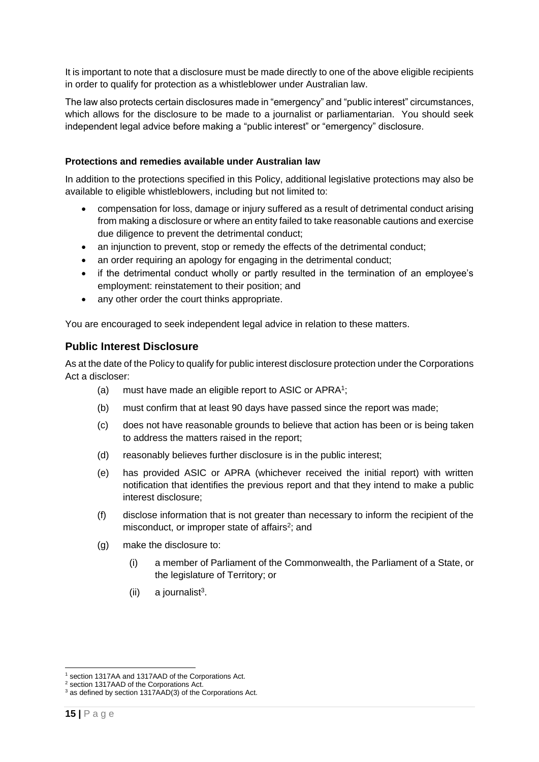It is important to note that a disclosure must be made directly to one of the above eligible recipients in order to qualify for protection as a whistleblower under Australian law.

The law also protects certain disclosures made in "emergency" and "public interest" circumstances, which allows for the disclosure to be made to a journalist or parliamentarian. You should seek independent legal advice before making a "public interest" or "emergency" disclosure.

**Protections and remedies available under Australian law**

In addition to the protections specified in this Policy, additional legislative protections may also be available to eligible whistleblowers, including but not limited to:

- compensation for loss, damage or injury suffered as a result of detrimental conduct arising from making a disclosure or where an entity failed to take reasonable cautions and exercise due diligence to prevent the detrimental conduct;
- an injunction to prevent, stop or remedy the effects of the detrimental conduct;
- an order requiring an apology for engaging in the detrimental conduct;
- if the detrimental conduct wholly or partly resulted in the termination of an employee's employment: reinstatement to their position; and
- any other order the court thinks appropriate.

You are encouraged to seek independent legal advice in relation to these matters.

## Public Interest Disclosure

As at the date of the Policy to qualify for public interest disclosure protection under the Corporations Act a discloser:

(a) must have made an eligible report to ASIC or APRA[1];

(b) must confirm that at least 90 days have passed since the report was made;

(c) does not have reasonable grounds to believe that action has been or is being taken to address the matters raised in the report;

(d) reasonably believes further disclosure is in the public interest;

(e) has provided ASIC or APRA (whichever received the initial report) with written notification that identifies the previous report and that they intend to make a public interest disclosure;

(f) disclose information that is not greater than necessary to inform the recipient of the misconduct, or improper state of affairs[2]; and

(g) make the disclosure to:

  (i) a member of Parliament of the Commonwealth, the Parliament of a State, or the legislature of Territory; or

  (ii) a journalist[3].

---

[1] section 1317AA and 1317AAD of the Corporations Act.
[2] section 1317AAD of the Corporations Act.
[3] as defined by section 1317AAD(3) of the Corporations Act.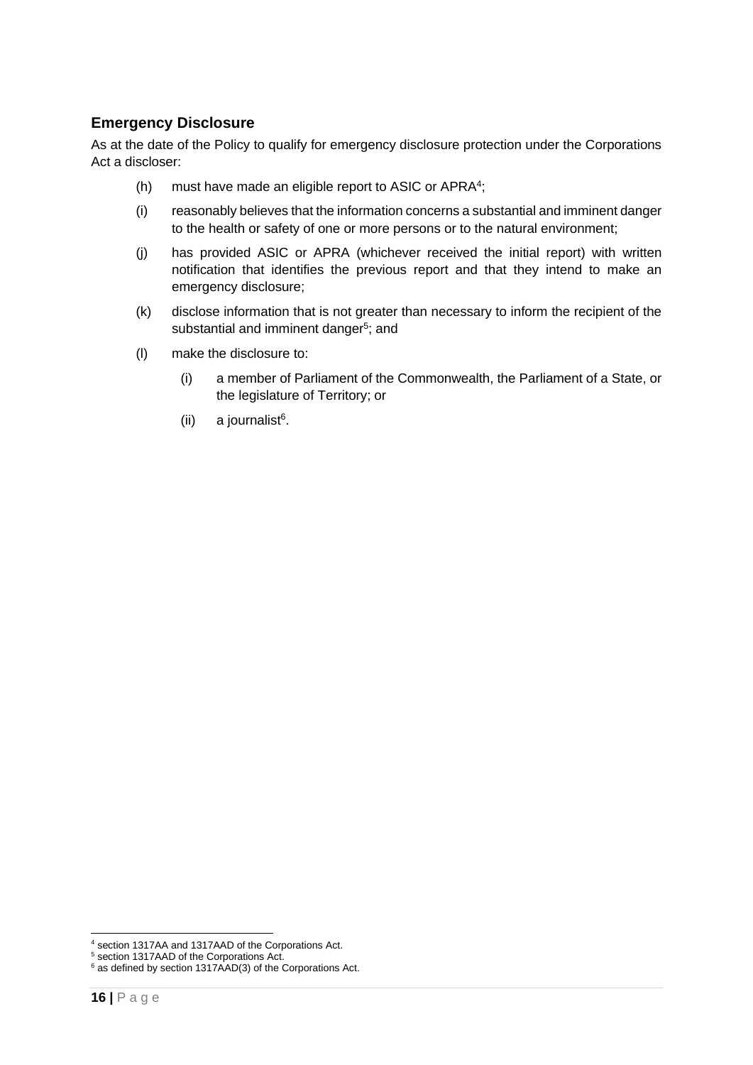## Emergency Disclosure

As at the date of the Policy to qualify for emergency disclosure protection under the Corporations Act a discloser:

(h) must have made an eligible report to ASIC or APRA[4];

(i) reasonably believes that the information concerns a substantial and imminent danger to the health or safety of one or more persons or to the natural environment;

(j) has provided ASIC or APRA (whichever received the initial report) with written notification that identifies the previous report and that they intend to make an emergency disclosure;

(k) disclose information that is not greater than necessary to inform the recipient of the substantial and imminent danger[5]; and

(l) make the disclosure to:

  (i) a member of Parliament of the Commonwealth, the Parliament of a State, or the legislature of Territory; or

  (ii) a journalist[6].

---

[4] section 1317AA and 1317AAD of the Corporations Act.

[5] section 1317AAD of the Corporations Act.

[6] as defined by section 1317AAD(3) of the Corporations Act.